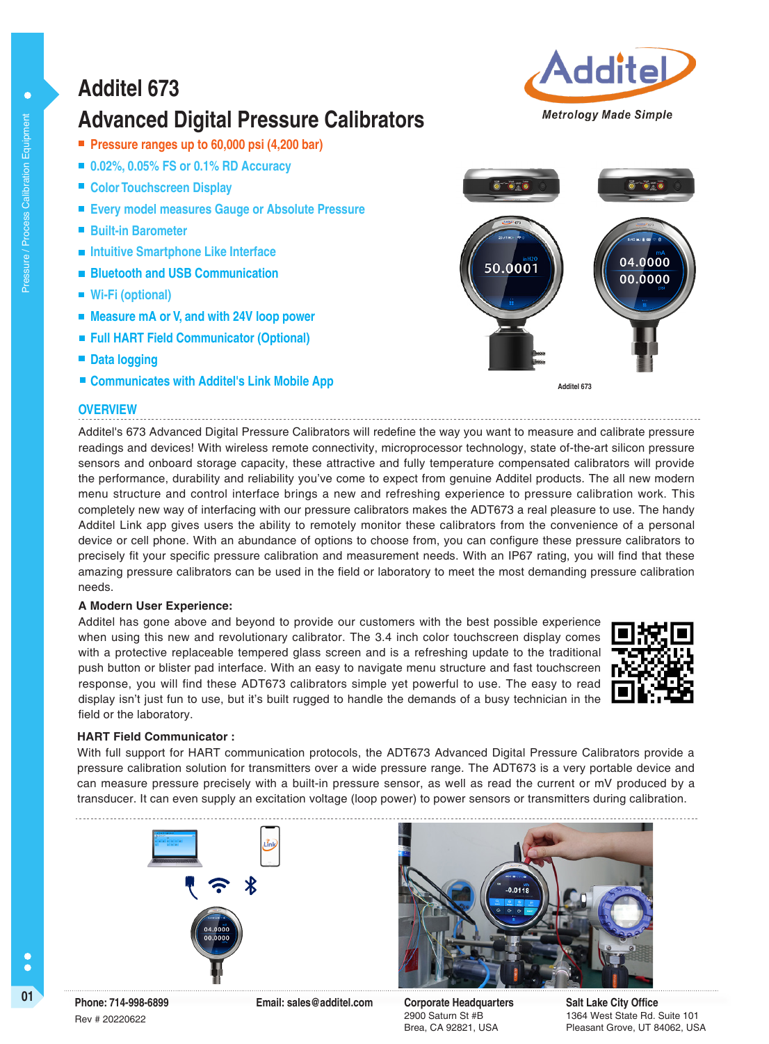# Additel 673

# Advanced Digital Pressure Calibrators

- Pressure ranges up to 60,000 psi (4,200 bar)
- 0.02%, 0.05% FS or 0.1% RD Accuracy
- Color Touchscreen Display
- Every model measures Gauge or Absolute Pressure
- Built-in Barometer
- Intuitive Smartphone Like Interface
- Bluetooth and USB Communication
- Wi-Fi (optional)
- Measure mA or V, and with 24V loop power
- Full HART Field Communicator (Optional)
- Data logging
- Communicates with Additel's Link Mobile App

Additel 673

## OVERVIEW

Additel's 673 Advanced Digital Pressure Calibrators will redefine the way you want to measure and calibrate pressure readings and devices! With wireless remote connectivity, microprocessor technology, state of-the-art silicon pressure sensors and onboard storage capacity, these attractive and fully temperature compensated calibrators will provide the performance, durability and reliability you've come to expect from genuine Additel products. The all new modern menu structure and control interface brings a new and refreshing experience to pressure calibration work. This completely new way of interfacing with our pressure calibrators makes the ADT673 a real pleasure to use. The handy Additel Link app gives users the ability to remotely monitor these calibrators from the convenience of a personal device or cell phone. With an abundance of options to choose from, you can configure these pressure calibrators to precisely fit your specific pressure calibration and measurement needs. With an IP67 rating, you will find that these amazing pressure calibrators can be used in the field or laboratory to meet the most demanding pressure calibration needs.

### A Modern User Experience:

Additel has gone above and beyond to provide our customers with the best possible experience when using this new and revolutionary calibrator. The 3.4 inch color touchscreen display comes with a protective replaceable tempered glass screen and is a refreshing update to the traditional push button or blister pad interface. With an easy to navigate menu structure and fast touchscreen response, you will find these ADT673 calibrators simple yet powerful to use. The easy to read display isn't just fun to use, but it's built rugged to handle the demands of a busy technician in the field or the laboratory.

### HART Field Communicator :

With full support for HART communication protocols, the ADT673 Advanced Digital Pressure Calibrators provide a pressure calibration solution for transmitters over a wide pressure range. The ADT673 is a very portable device and can measure pressure precisely with a built-in pressure sensor, as well as read the current or mV produced by a transducer. It can even supply an excitation voltage (loop power) to power sensors or transmitters during calibration.

**Phone: 714-998-6899**

Rev # 20220622

**Email: sales@additel.com**

**Corporate Headquarters**
2900 Saturn St #B
Brea, CA 92821, USA

**Salt Lake City Office**
1364 West State Rd. Suite 101
Pleasant Grove, UT 84062, USA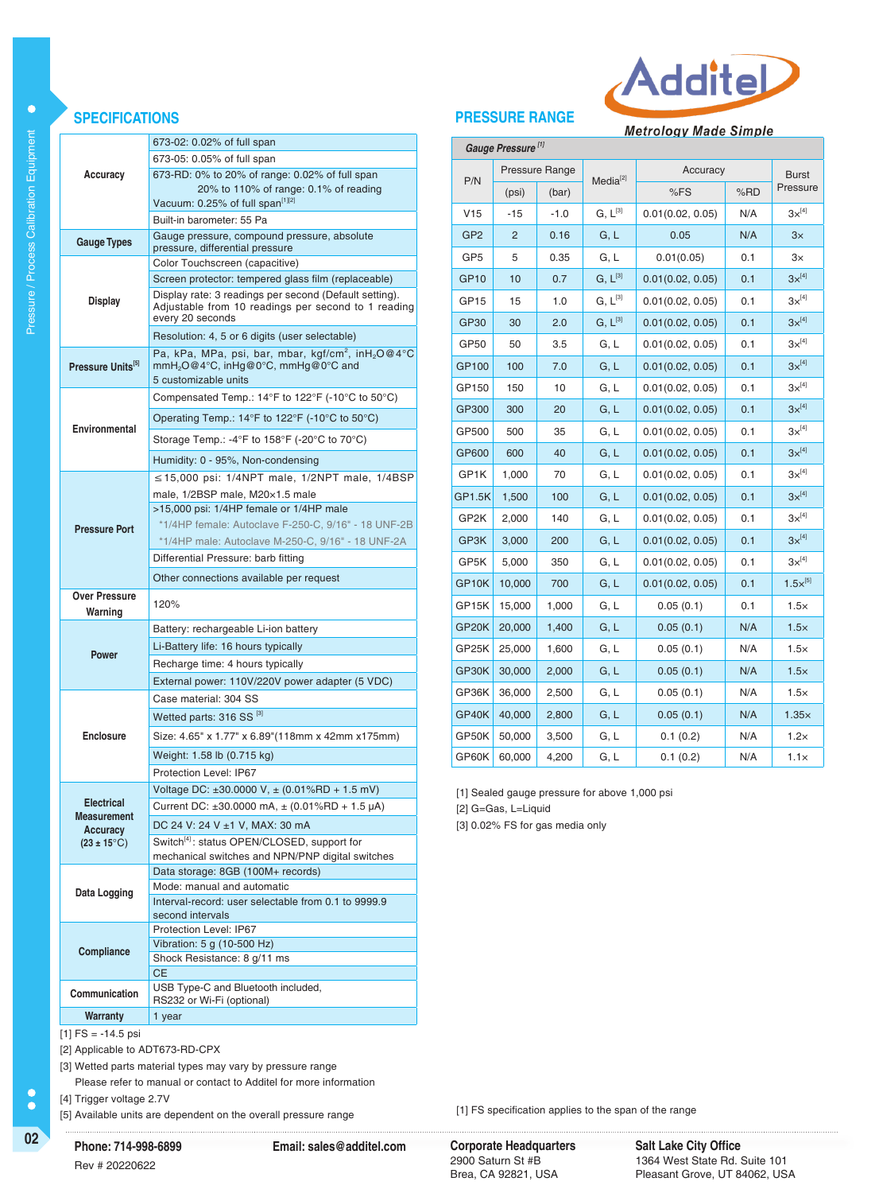## SPECIFICATIONS

| | |
|---|---|
| **Accuracy** | 673-02: 0.02% of full span |
| | 673-05: 0.05% of full span |
| | 673-RD: 0% to 20% of range: 0.02% of full span<br>20% to 110% of range: 0.1% of reading<br>Vacuum: 0.25% of full span[1][2] |
| | Built-in barometer: 55 Pa |
| **Gauge Types** | Gauge pressure, compound pressure, absolute pressure, differential pressure |
| **Display** | Color Touchscreen (capacitive) |
| | Screen protector: tempered glass film (replaceable) |
| | Display rate: 3 readings per second (Default setting). Adjustable from 10 readings per second to 1 reading every 20 seconds |
| | Resolution: 4, 5 or 6 digits (user selectable) |
| **Pressure Units**[5] | Pa, kPa, MPa, psi, bar, mbar, kgf/cm$^2$, in$H_2O$@4°C mm$H_2O$@4°C, inHg@0°C, mmHg@0°C and 5 customizable units |
| **Environmental** | Compensated Temp.: 14°F to 122°F (-10°C to 50°C) |
| | Operating Temp.: 14°F to 122°F (-10°C to 50°C) |
| | Storage Temp.: -4°F to 158°F (-20°C to 70°C) |
| | Humidity: 0 - 95%, Non-condensing |
| **Pressure Port** | ≤15,000 psi: 1/4NPT male, 1/2NPT male, 1/4BSP male, 1/2BSP male, M20x1.5 male |
| | >15,000 psi: 1/4HP female or 1/4HP male<br>*1/4HP female: Autoclave F-250-C, 9/16" - 18 UNF-2B<br>*1/4HP male: Autoclave M-250-C, 9/16" - 18 UNF-2A |
| | Differential Pressure: barb fitting |
| | Other connections available per request |
| **Over Pressure Warning** | 120% |
| **Power** | Battery: rechargeable Li-ion battery |
| | Li-Battery life: 16 hours typically |
| | Recharge time: 4 hours typically |
| | External power: 110V/220V power adapter (5 VDC) |
| **Enclosure** | Case material: 304 SS |
| | Wetted parts: 316 SS [3] |
| | Size: 4.65" x 1.77" x 6.89"(118mm x 42mm x175mm) |
| | Weight: 1.58 lb (0.715 kg) |
| | Protection Level: IP67 |
| **Electrical Measurement Accuracy (23 ± 15°C)** | Voltage DC: ±30.0000 V, ± (0.01%RD + 1.5 mV) |
| | Current DC: ±30.0000 mA, ± (0.01%RD + 1.5 μA) |
| | DC 24 V: 24 V ±1 V, MAX: 30 mA |
| | Switch[4]: status OPEN/CLOSED, support for mechanical switches and NPN/PNP digital switches |
| **Data Logging** | Data storage: 8GB (100M+ records) |
| | Mode: manual and automatic |
| | Interval-record: user selectable from 0.1 to 9999.9 second intervals |
| **Compliance** | Protection Level: IP67 |
| | Vibration: 5 g (10-500 Hz) |
| | Shock Resistance: 8 g/11 ms |
| | CE |
| **Communication** | USB Type-C and Bluetooth included, RS232 or Wi-Fi (optional) |
| **Warranty** | 1 year |

[1] FS = -14.5 psi

[2] Applicable to ADT673-RD-CPX

[3] Wetted parts material types may vary by pressure range
Please refer to manual or contact to Additel for more information

[4] Trigger voltage 2.7V

[5] Available units are dependent on the overall pressure range

## PRESSURE RANGE

***Gauge Pressure*** [1]

| P/N | Pressure Range | | Media[2] | Accuracy | | Burst Pressure |
|---|---|---|---|---|---|---|
| | (psi) | (bar) | | %FS | %RD | |
| V15 | -15 | -1.0 | G, L[3] | 0.01(0.02, 0.05) | N/A | 3x[4] |
| GP2 | 2 | 0.16 | G, L | 0.05 | N/A | 3× |
| GP5 | 5 | 0.35 | G, L | 0.01(0.05) | 0.1 | 3× |
| GP10 | 10 | 0.7 | G, L[3] | 0.01(0.02, 0.05) | 0.1 | 3x[4] |
| GP15 | 15 | 1.0 | G, L[3] | 0.01(0.02, 0.05) | 0.1 | 3x[4] |
| GP30 | 30 | 2.0 | G, L[3] | 0.01(0.02, 0.05) | 0.1 | 3x[4] |
| GP50 | 50 | 3.5 | G, L | 0.01(0.02, 0.05) | 0.1 | 3x[4] |
| GP100 | 100 | 7.0 | G, L | 0.01(0.02, 0.05) | 0.1 | 3x[4] |
| GP150 | 150 | 10 | G, L | 0.01(0.02, 0.05) | 0.1 | 3x[4] |
| GP300 | 300 | 20 | G, L | 0.01(0.02, 0.05) | 0.1 | 3x[4] |
| GP500 | 500 | 35 | G, L | 0.01(0.02, 0.05) | 0.1 | 3x[4] |
| GP600 | 600 | 40 | G, L | 0.01(0.02, 0.05) | 0.1 | 3x[4] |
| GP1K | 1,000 | 70 | G, L | 0.01(0.02, 0.05) | 0.1 | 3x[4] |
| GP1.5K | 1,500 | 100 | G, L | 0.01(0.02, 0.05) | 0.1 | 3x[4] |
| GP2K | 2,000 | 140 | G, L | 0.01(0.02, 0.05) | 0.1 | 3x[4] |
| GP3K | 3,000 | 200 | G, L | 0.01(0.02, 0.05) | 0.1 | 3x[4] |
| GP5K | 5,000 | 350 | G, L | 0.01(0.02, 0.05) | 0.1 | 3x[4] |
| GP10K | 10,000 | 700 | G, L | 0.01(0.02, 0.05) | 0.1 | 1.5x[5] |
| GP15K | 15,000 | 1,000 | G, L | 0.05 (0.1) | 0.1 | 1.5× |
| GP20K | 20,000 | 1,400 | G, L | 0.05 (0.1) | N/A | 1.5× |
| GP25K | 25,000 | 1,600 | G, L | 0.05 (0.1) | N/A | 1.5× |
| GP30K | 30,000 | 2,000 | G, L | 0.05 (0.1) | N/A | 1.5× |
| GP36K | 36,000 | 2,500 | G, L | 0.05 (0.1) | N/A | 1.5× |
| GP40K | 40,000 | 2,800 | G, L | 0.05 (0.1) | N/A | 1.35× |
| GP50K | 50,000 | 3,500 | G, L | 0.1 (0.2) | N/A | 1.2× |
| GP60K | 60,000 | 4,200 | G, L | 0.1 (0.2) | N/A | 1.1× |

[1] Sealed gauge pressure for above 1,000 psi

[2] G=Gas, L=Liquid

[3] 0.02% FS for gas media only

[1] FS specification applies to the span of the range

**Phone: 714-998-6899** **Email: sales@additel.com**

Rev # 20220622

**Corporate Headquarters**
2900 Saturn St #B
Brea, CA 92821, USA

**Salt Lake City Office**
1364 West State Rd. Suite 101
Pleasant Grove, UT 84062, USA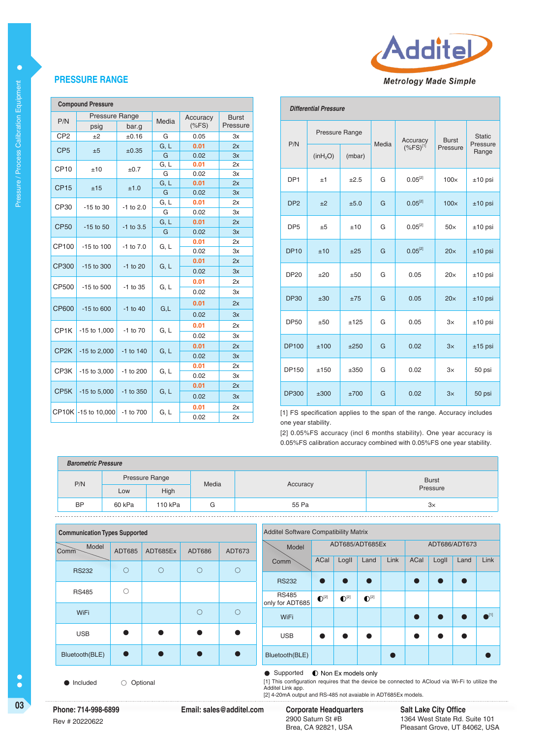## PRESSURE RANGE

**Compound Pressure**

| P/N | Pressure Range psig | Pressure Range bar.g | Media | Accuracy (%FS) | Burst Pressure |
|---|---|---|---|---|---|
| CP2 | ±2 | ±0.16 | G | 0.05 | 3x |
| CP5 | ±5 | ±0.35 | G, L | 0.01 | 2x |
| | | | G | 0.02 | 3x |
| CP10 | ±10 | ±0.7 | G, L | 0.01 | 2x |
| | | | G | 0.02 | 3x |
| CP15 | ±15 | ±1.0 | G, L | 0.01 | 2x |
| | | | G | 0.02 | 3x |
| CP30 | -15 to 30 | -1 to 2.0 | G, L | 0.01 | 2x |
| | | | G | 0.02 | 3x |
| CP50 | -15 to 50 | -1 to 3.5 | G, L | 0.01 | 2x |
| | | | G | 0.02 | 3x |
| CP100 | -15 to 100 | -1 to 7.0 | G, L | 0.01 | 2x |
| | | | | 0.02 | 3x |
| CP300 | -15 to 300 | -1 to 20 | G, L | 0.01 | 2x |
| | | | | 0.02 | 3x |
| CP500 | -15 to 500 | -1 to 35 | G, L | 0.01 | 2x |
| | | | | 0.02 | 3x |
| CP600 | -15 to 600 | -1 to 40 | G,L | 0.01 | 2x |
| | | | | 0.02 | 3x |
| CP1K | -15 to 1,000 | -1 to 70 | G, L | 0.01 | 2x |
| | | | | 0.02 | 3x |
| CP2K | -15 to 2,000 | -1 to 140 | G, L | 0.01 | 2x |
| | | | | 0.02 | 3x |
| CP3K | -15 to 3,000 | -1 to 200 | G, L | 0.01 | 2x |
| | | | | 0.02 | 3x |
| CP5K | -15 to 5,000 | -1 to 350 | G, L | 0.01 | 2x |
| | | | | 0.02 | 3x |
| CP10K | -15 to 10,000 | -1 to 700 | G, L | 0.01 | 2x |
| | | | | 0.02 | 2x |

***Differential Pressure***

| P/N | Pressure Range ($inH_2O$) | Pressure Range (mbar) | Media | Accuracy (%FS)[1] | Burst Pressure | Static Pressure Range |
|---|---|---|---|---|---|---|
| DP1 | ±1 | ±2.5 | G | 0.05[2] | 100× | ±10 psi |
| DP2 | ±2 | ±5.0 | G | 0.05[2] | 100× | ±10 psi |
| DP5 | ±5 | ±10 | G | 0.05[2] | 50× | ±10 psi |
| DP10 | ±10 | ±25 | G | 0.05[2] | 20× | ±10 psi |
| DP20 | ±20 | ±50 | G | 0.05 | 20× | ±10 psi |
| DP30 | ±30 | ±75 | G | 0.05 | 20× | ±10 psi |
| DP50 | ±50 | ±125 | G | 0.05 | 3× | ±10 psi |
| DP100 | ±100 | ±250 | G | 0.02 | 3× | ±15 psi |
| DP150 | ±150 | ±350 | G | 0.02 | 3× | 50 psi |
| DP300 | ±300 | ±700 | G | 0.02 | 3× | 50 psi |

[1] FS specification applies to the span of the range. Accuracy includes one year stability.

[2] 0.05%FS accuracy (incl 6 months stability). One year accuracy is 0.05%FS calibration accuracy combined with 0.05%FS one year stability.

***Barometric Pressure***

| P/N | Pressure Range Low | Pressure Range High | Media | Accuracy | Burst Pressure |
|---|---|---|---|---|---|
| BP | 60 kPa | 110 kPa | G | 55 Pa | 3× |

**Communication Types Supported**

| Comm \ Model | ADT685 | ADT685Ex | ADT686 | ADT673 |
|---|---|---|---|---|
| RS232 | ○ | ○ | ○ | ○ |
| RS485 | ○ | | | |
| WiFi | | | ○ | ○ |
| USB | ● | ● | ● | ● |
| Bluetooth(BLE) | ● | ● | ● | ● |

● Included ○ Optional

Additel Software Compatibility Matrix

| Comm \ Model | ADT685/ADT685Ex ACal | ADT685/ADT685Ex LogII | ADT685/ADT685Ex Land | ADT685/ADT685Ex Link | ADT686/ADT673 ACal | ADT686/ADT673 LogII | ADT686/ADT673 Land | ADT686/ADT673 Link |
|---|---|---|---|---|---|---|---|---|
| RS232 | ● | ● | ● | | ● | ● | ● | |
| RS485 only for ADT685 | ◐[2] | ◐[2] | ◐[2] | | | | | |
| WiFi | | | | | ● | ● | ● | ●[1] |
| USB | ● | ● | ● | | ● | ● | ● | |
| Bluetooth(BLE) | | | | ● | | | | ● |

● Supported ◐ Non Ex models only

[1] This configuration requires that the device be connected to ACloud via Wi-Fi to utilize the Additel Link app.

[2] 4-20mA output and RS-485 not avaiable in ADT685Ex models.

**Phone: 714-998-6899**
Rev # 20220622

**Email: sales@additel.com**

**Corporate Headquarters**
2900 Saturn St #B
Brea, CA 92821, USA

**Salt Lake City Office**
1364 West State Rd. Suite 101
Pleasant Grove, UT 84062, USA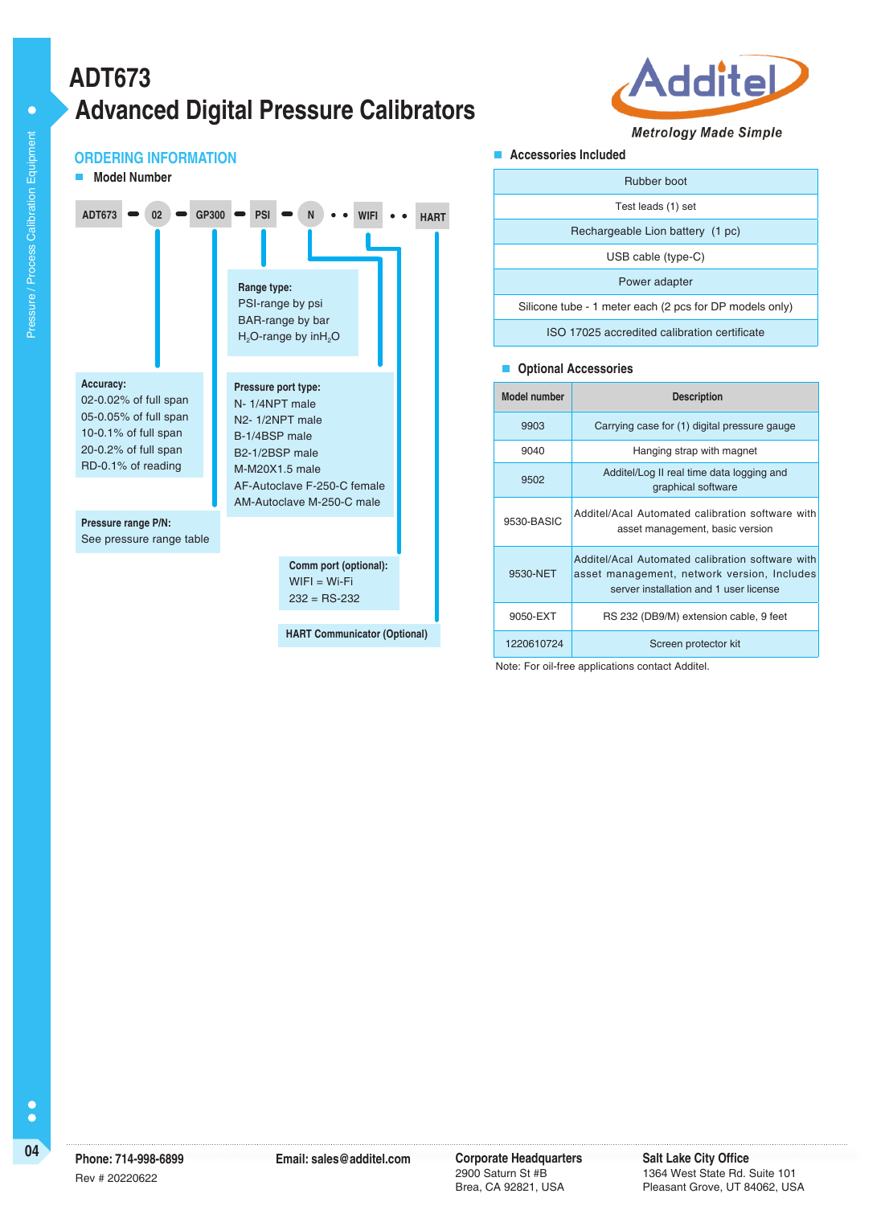# ADT673
# Advanced Digital Pressure Calibrators

Additel
*Metrology Made Simple*

## ORDERING INFORMATION

### Model Number

ADT673 – 02 – GP300 – PSI – N • • WIFI • • HART

**Accuracy:**
02-0.02% of full span
05-0.05% of full span
10-0.1% of full span
20-0.2% of full span
RD-0.1% of reading

**Pressure range P/N:**
See pressure range table

**Range type:**
PSI-range by psi
BAR-range by bar
$H_2O$-range by $inH_2O$

**Pressure port type:**
N- 1/4NPT male
N2- 1/2NPT male
B-1/4BSP male
B2-1/2BSP male
M-M20X1.5 male
AF-Autoclave F-250-C female
AM-Autoclave M-250-C male

**Comm port (optional):**
WIFI = Wi-Fi
232 = RS-232

**HART Communicator (Optional)**

### Accessories Included

| |
|---|
| Rubber boot |
| Test leads (1) set |
| Rechargeable Lion battery (1 pc) |
| USB cable (type-C) |
| Power adapter |
| Silicone tube - 1 meter each (2 pcs for DP models only) |
| ISO 17025 accredited calibration certificate |

### Optional Accessories

| Model number | Description |
|---|---|
| 9903 | Carrying case for (1) digital pressure gauge |
| 9040 | Hanging strap with magnet |
| 9502 | Additel/Log II real time data logging and graphical software |
| 9530-BASIC | Additel/Acal Automated calibration software with asset management, basic version |
| 9530-NET | Additel/Acal Automated calibration software with asset management, network version, Includes server installation and 1 user license |
| 9050-EXT | RS 232 (DB9/M) extension cable, 9 feet |
| 1220610724 | Screen protector kit |

Note: For oil-free applications contact Additel.

**Phone: 714-998-6899**
Rev # 20220622

**Email: sales@additel.com**

**Corporate Headquarters**
2900 Saturn St #B
Brea, CA 92821, USA

**Salt Lake City Office**
1364 West State Rd. Suite 101
Pleasant Grove, UT 84062, USA